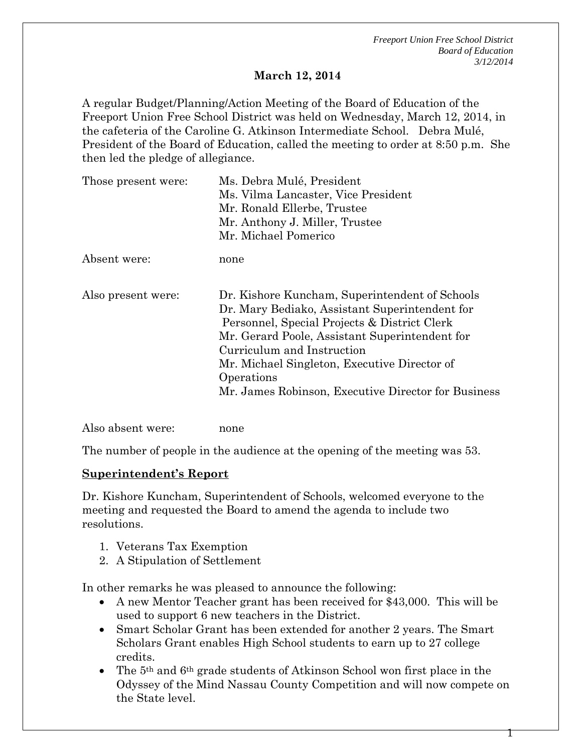**March 12, 2014**

A regular Budget/Planning/Action Meeting of the Board of Education of the Freeport Union Free School District was held on Wednesday, March 12, 2014, in the cafeteria of the Caroline G. Atkinson Intermediate School. Debra Mulé, President of the Board of Education, called the meeting to order at 8:50 p.m. She then led the pledge of allegiance.

| | |
|---|---|
| Those present were: | Ms. Debra Mulé, President<br>Ms. Vilma Lancaster, Vice President<br>Mr. Ronald Ellerbe, Trustee<br>Mr. Anthony J. Miller, Trustee<br>Mr. Michael Pomerico |
| Absent were: | none |
| Also present were: | Dr. Kishore Kuncham, Superintendent of Schools<br>Dr. Mary Bediako, Assistant Superintendent for Personnel, Special Projects & District Clerk<br>Mr. Gerard Poole, Assistant Superintendent for Curriculum and Instruction<br>Mr. Michael Singleton, Executive Director of Operations<br>Mr. James Robinson, Executive Director for Business |
| Also absent were: | none |

The number of people in the audience at the opening of the meeting was 53.

**Superintendent's Report**

Dr. Kishore Kuncham, Superintendent of Schools, welcomed everyone to the meeting and requested the Board to amend the agenda to include two resolutions.

1. Veterans Tax Exemption
2. A Stipulation of Settlement

In other remarks he was pleased to announce the following:

- A new Mentor Teacher grant has been received for $43,000. This will be used to support 6 new teachers in the District.
- Smart Scholar Grant has been extended for another 2 years. The Smart Scholars Grant enables High School students to earn up to 27 college credits.
- The 5th and 6th grade students of Atkinson School won first place in the Odyssey of the Mind Nassau County Competition and will now compete on the State level.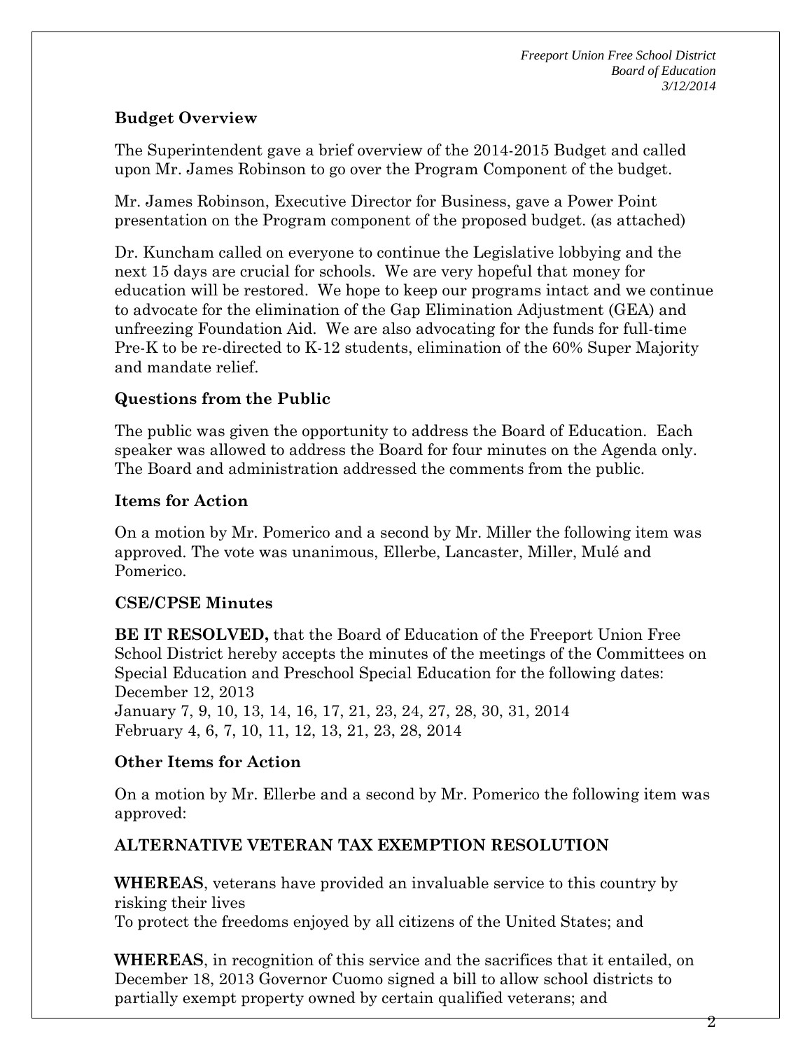**Budget Overview**

The Superintendent gave a brief overview of the 2014-2015 Budget and called upon Mr. James Robinson to go over the Program Component of the budget.

Mr. James Robinson, Executive Director for Business, gave a Power Point presentation on the Program component of the proposed budget. (as attached)

Dr. Kuncham called on everyone to continue the Legislative lobbying and the next 15 days are crucial for schools. We are very hopeful that money for education will be restored. We hope to keep our programs intact and we continue to advocate for the elimination of the Gap Elimination Adjustment (GEA) and unfreezing Foundation Aid. We are also advocating for the funds for full-time Pre-K to be re-directed to K-12 students, elimination of the 60% Super Majority and mandate relief.

**Questions from the Public**

The public was given the opportunity to address the Board of Education. Each speaker was allowed to address the Board for four minutes on the Agenda only. The Board and administration addressed the comments from the public.

**Items for Action**

On a motion by Mr. Pomerico and a second by Mr. Miller the following item was approved. The vote was unanimous, Ellerbe, Lancaster, Miller, Mulé and Pomerico.

**CSE/CPSE Minutes**

**BE IT RESOLVED,** that the Board of Education of the Freeport Union Free School District hereby accepts the minutes of the meetings of the Committees on Special Education and Preschool Special Education for the following dates:
December 12, 2013
January 7, 9, 10, 13, 14, 16, 17, 21, 23, 24, 27, 28, 30, 31, 2014
February 4, 6, 7, 10, 11, 12, 13, 21, 23, 28, 2014

**Other Items for Action**

On a motion by Mr. Ellerbe and a second by Mr. Pomerico the following item was approved:

**ALTERNATIVE VETERAN TAX EXEMPTION RESOLUTION**

**WHEREAS**, veterans have provided an invaluable service to this country by risking their lives
To protect the freedoms enjoyed by all citizens of the United States; and

**WHEREAS**, in recognition of this service and the sacrifices that it entailed, on December 18, 2013 Governor Cuomo signed a bill to allow school districts to partially exempt property owned by certain qualified veterans; and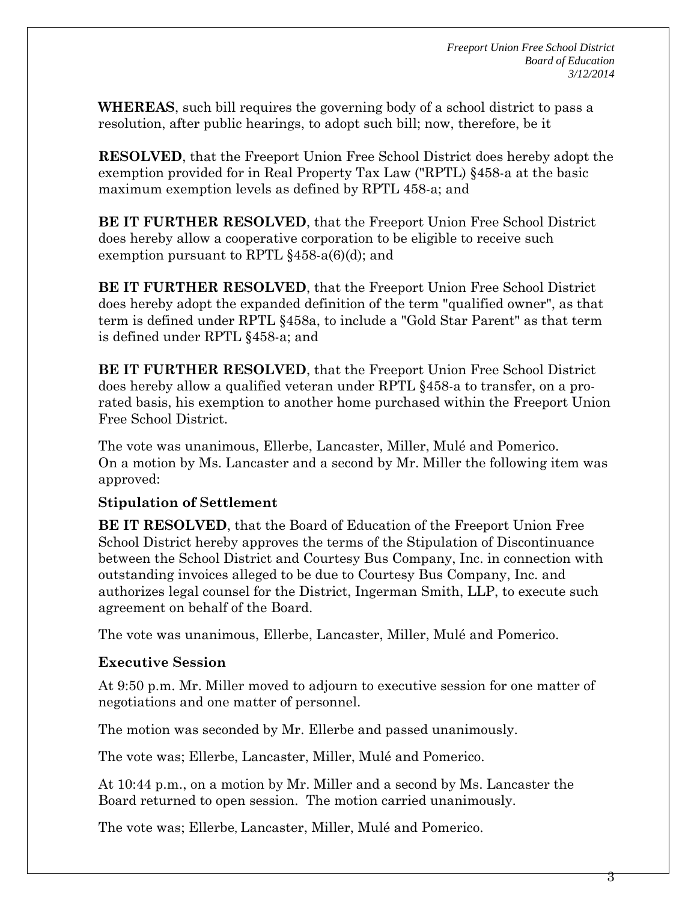**WHEREAS**, such bill requires the governing body of a school district to pass a resolution, after public hearings, to adopt such bill; now, therefore, be it

**RESOLVED**, that the Freeport Union Free School District does hereby adopt the exemption provided for in Real Property Tax Law ("RPTL) §458-a at the basic maximum exemption levels as defined by RPTL 458-a; and

**BE IT FURTHER RESOLVED**, that the Freeport Union Free School District does hereby allow a cooperative corporation to be eligible to receive such exemption pursuant to RPTL §458-a(6)(d); and

**BE IT FURTHER RESOLVED**, that the Freeport Union Free School District does hereby adopt the expanded definition of the term "qualified owner", as that term is defined under RPTL §458a, to include a "Gold Star Parent" as that term is defined under RPTL §458-a; and

**BE IT FURTHER RESOLVED**, that the Freeport Union Free School District does hereby allow a qualified veteran under RPTL §458-a to transfer, on a pro-rated basis, his exemption to another home purchased within the Freeport Union Free School District.

The vote was unanimous, Ellerbe, Lancaster, Miller, Mulé and Pomerico.
On a motion by Ms. Lancaster and a second by Mr. Miller the following item was approved:

**Stipulation of Settlement**

**BE IT RESOLVED**, that the Board of Education of the Freeport Union Free School District hereby approves the terms of the Stipulation of Discontinuance between the School District and Courtesy Bus Company, Inc. in connection with outstanding invoices alleged to be due to Courtesy Bus Company, Inc. and authorizes legal counsel for the District, Ingerman Smith, LLP, to execute such agreement on behalf of the Board.

The vote was unanimous, Ellerbe, Lancaster, Miller, Mulé and Pomerico.

**Executive Session**

At 9:50 p.m. Mr. Miller moved to adjourn to executive session for one matter of negotiations and one matter of personnel.

The motion was seconded by Mr. Ellerbe and passed unanimously.

The vote was; Ellerbe, Lancaster, Miller, Mulé and Pomerico.

At 10:44 p.m., on a motion by Mr. Miller and a second by Ms. Lancaster the Board returned to open session. The motion carried unanimously.

The vote was; Ellerbe, Lancaster, Miller, Mulé and Pomerico.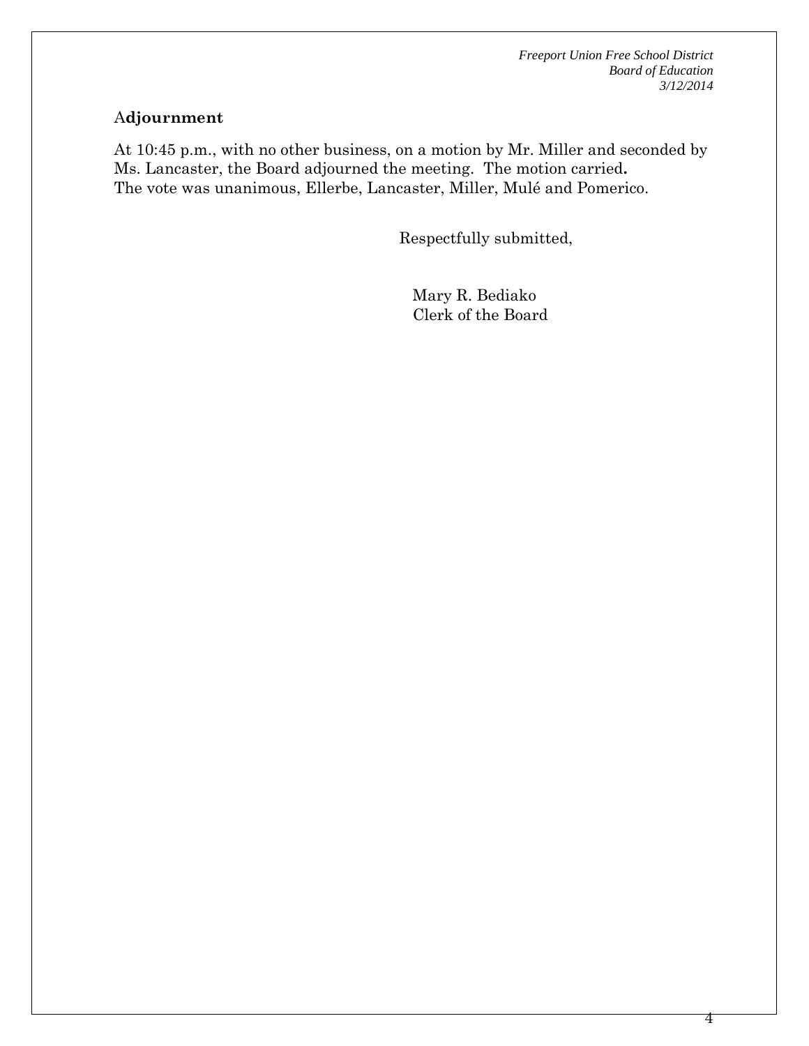## Adjournment

At 10:45 p.m., with no other business, on a motion by Mr. Miller and seconded by Ms. Lancaster, the Board adjourned the meeting. The motion carried**.**
The vote was unanimous, Ellerbe, Lancaster, Miller, Mulé and Pomerico.

Respectfully submitted,

Mary R. Bediako
Clerk of the Board